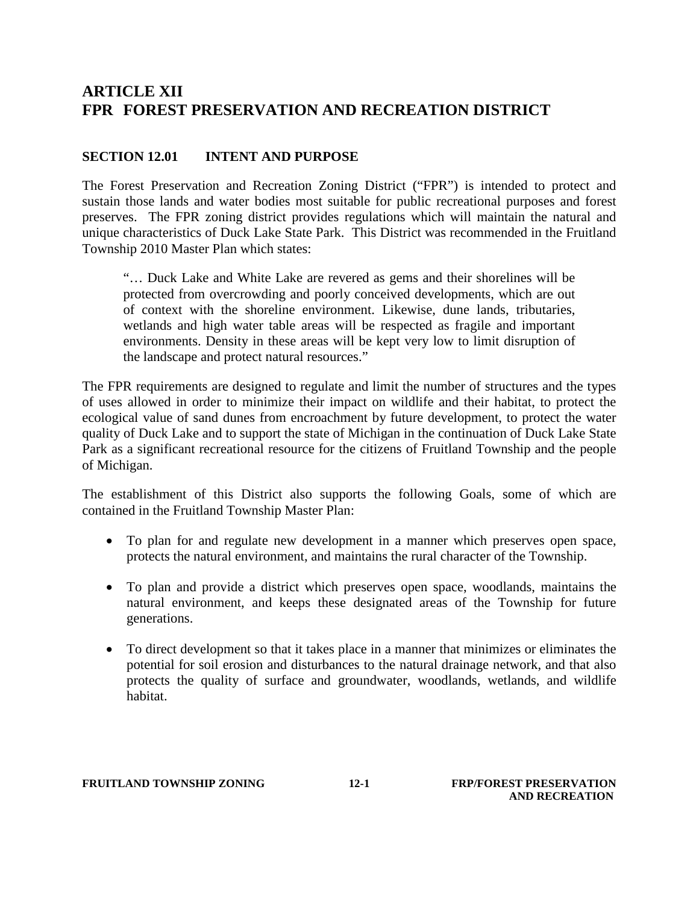# ARTICLE XII
# FPR FOREST PRESERVATION AND RECREATION DISTRICT

## SECTION 12.01 INTENT AND PURPOSE

The Forest Preservation and Recreation Zoning District ("FPR") is intended to protect and sustain those lands and water bodies most suitable for public recreational purposes and forest preserves. The FPR zoning district provides regulations which will maintain the natural and unique characteristics of Duck Lake State Park. This District was recommended in the Fruitland Township 2010 Master Plan which states:

> "… Duck Lake and White Lake are revered as gems and their shorelines will be protected from overcrowding and poorly conceived developments, which are out of context with the shoreline environment. Likewise, dune lands, tributaries, wetlands and high water table areas will be respected as fragile and important environments. Density in these areas will be kept very low to limit disruption of the landscape and protect natural resources."

The FPR requirements are designed to regulate and limit the number of structures and the types of uses allowed in order to minimize their impact on wildlife and their habitat, to protect the ecological value of sand dunes from encroachment by future development, to protect the water quality of Duck Lake and to support the state of Michigan in the continuation of Duck Lake State Park as a significant recreational resource for the citizens of Fruitland Township and the people of Michigan.

The establishment of this District also supports the following Goals, some of which are contained in the Fruitland Township Master Plan:

- To plan for and regulate new development in a manner which preserves open space, protects the natural environment, and maintains the rural character of the Township.
- To plan and provide a district which preserves open space, woodlands, maintains the natural environment, and keeps these designated areas of the Township for future generations.
- To direct development so that it takes place in a manner that minimizes or eliminates the potential for soil erosion and disturbances to the natural drainage network, and that also protects the quality of surface and groundwater, woodlands, wetlands, and wildlife habitat.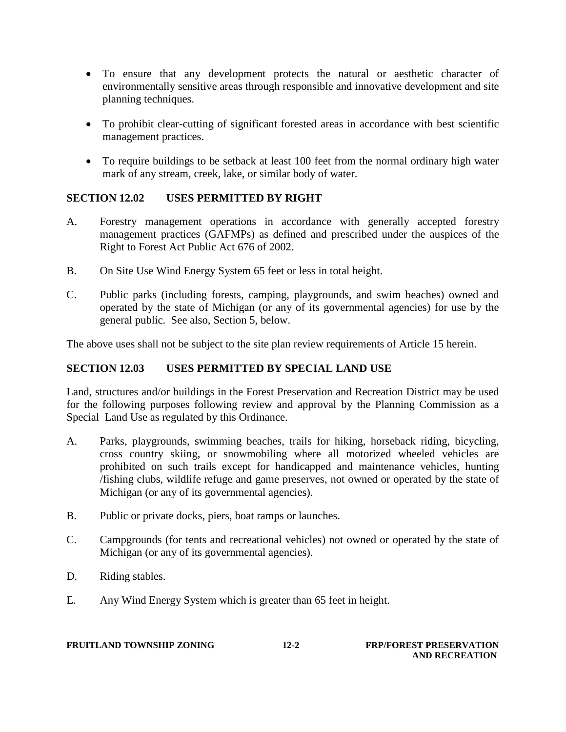- To ensure that any development protects the natural or aesthetic character of environmentally sensitive areas through responsible and innovative development and site planning techniques.

- To prohibit clear-cutting of significant forested areas in accordance with best scientific management practices.

- To require buildings to be setback at least 100 feet from the normal ordinary high water mark of any stream, creek, lake, or similar body of water.

## SECTION 12.02 USES PERMITTED BY RIGHT

A. Forestry management operations in accordance with generally accepted forestry management practices (GAFMPs) as defined and prescribed under the auspices of the Right to Forest Act Public Act 676 of 2002.

B. On Site Use Wind Energy System 65 feet or less in total height.

C. Public parks (including forests, camping, playgrounds, and swim beaches) owned and operated by the state of Michigan (or any of its governmental agencies) for use by the general public. See also, Section 5, below.

The above uses shall not be subject to the site plan review requirements of Article 15 herein.

## SECTION 12.03 USES PERMITTED BY SPECIAL LAND USE

Land, structures and/or buildings in the Forest Preservation and Recreation District may be used for the following purposes following review and approval by the Planning Commission as a Special Land Use as regulated by this Ordinance.

A. Parks, playgrounds, swimming beaches, trails for hiking, horseback riding, bicycling, cross country skiing, or snowmobiling where all motorized wheeled vehicles are prohibited on such trails except for handicapped and maintenance vehicles, hunting /fishing clubs, wildlife refuge and game preserves, not owned or operated by the state of Michigan (or any of its governmental agencies).

B. Public or private docks, piers, boat ramps or launches.

C. Campgrounds (for tents and recreational vehicles) not owned or operated by the state of Michigan (or any of its governmental agencies).

D. Riding stables.

E. Any Wind Energy System which is greater than 65 feet in height.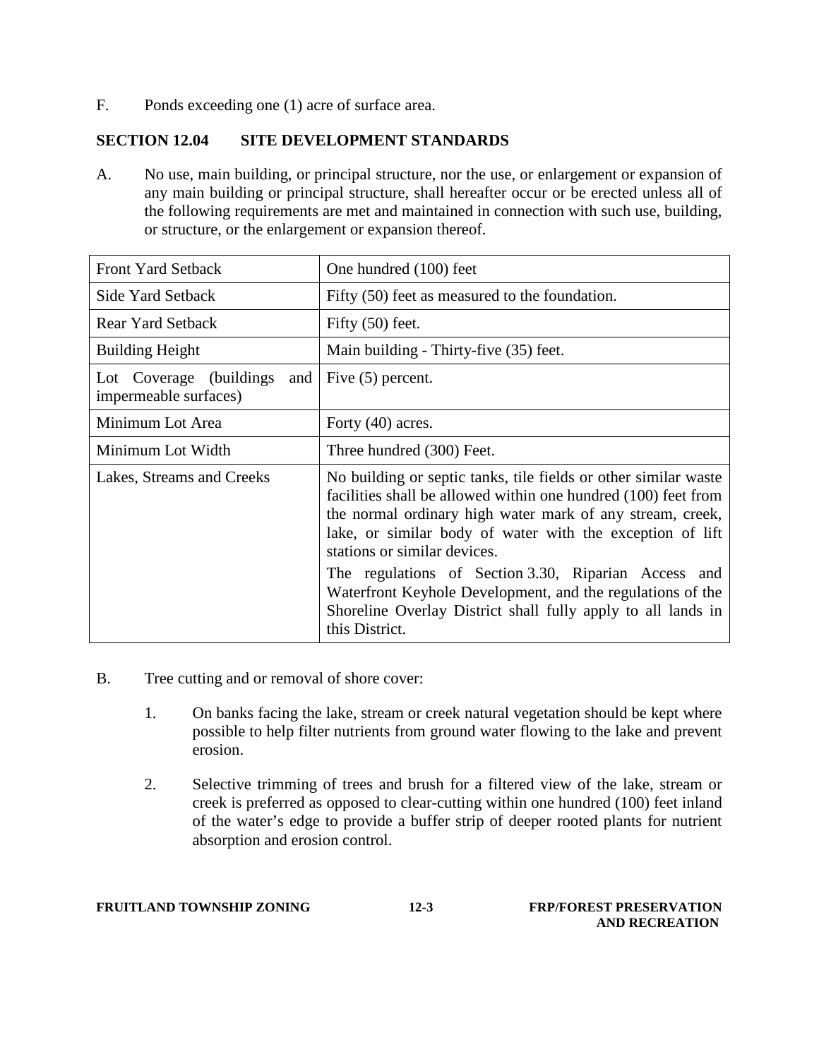F. Ponds exceeding one (1) acre of surface area.

## SECTION 12.04 SITE DEVELOPMENT STANDARDS

A. No use, main building, or principal structure, nor the use, or enlargement or expansion of any main building or principal structure, shall hereafter occur or be erected unless all of the following requirements are met and maintained in connection with such use, building, or structure, or the enlargement or expansion thereof.

| | |
|---|---|
| Front Yard Setback | One hundred (100) feet |
| Side Yard Setback | Fifty (50) feet as measured to the foundation. |
| Rear Yard Setback | Fifty (50) feet. |
| Building Height | Main building - Thirty-five (35) feet. |
| Lot Coverage (buildings and impermeable surfaces) | Five (5) percent. |
| Minimum Lot Area | Forty (40) acres. |
| Minimum Lot Width | Three hundred (300) Feet. |
| Lakes, Streams and Creeks | No building or septic tanks, tile fields or other similar waste facilities shall be allowed within one hundred (100) feet from the normal ordinary high water mark of any stream, creek, lake, or similar body of water with the exception of lift stations or similar devices.<br>The regulations of Section 3.30, Riparian Access and Waterfront Keyhole Development, and the regulations of the Shoreline Overlay District shall fully apply to all lands in this District. |

B. Tree cutting and or removal of shore cover:

1. On banks facing the lake, stream or creek natural vegetation should be kept where possible to help filter nutrients from ground water flowing to the lake and prevent erosion.

2. Selective trimming of trees and brush for a filtered view of the lake, stream or creek is preferred as opposed to clear-cutting within one hundred (100) feet inland of the water's edge to provide a buffer strip of deeper rooted plants for nutrient absorption and erosion control.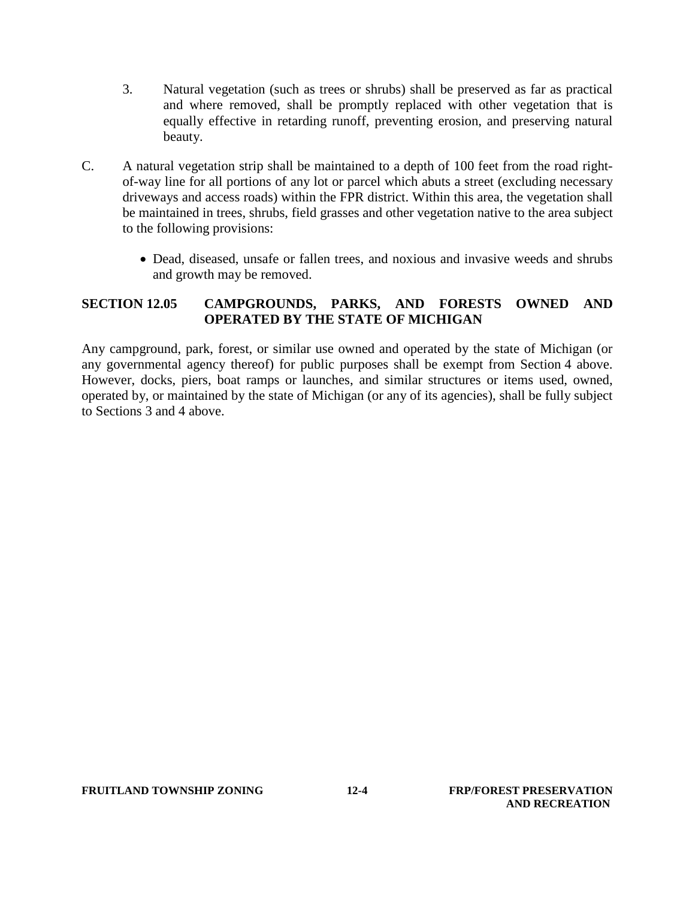3. Natural vegetation (such as trees or shrubs) shall be preserved as far as practical and where removed, shall be promptly replaced with other vegetation that is equally effective in retarding runoff, preventing erosion, and preserving natural beauty.

C. A natural vegetation strip shall be maintained to a depth of 100 feet from the road right-of-way line for all portions of any lot or parcel which abuts a street (excluding necessary driveways and access roads) within the FPR district. Within this area, the vegetation shall be maintained in trees, shrubs, field grasses and other vegetation native to the area subject to the following provisions:

   - Dead, diseased, unsafe or fallen trees, and noxious and invasive weeds and shrubs and growth may be removed.

## SECTION 12.05 CAMPGROUNDS, PARKS, AND FORESTS OWNED AND OPERATED BY THE STATE OF MICHIGAN

Any campground, park, forest, or similar use owned and operated by the state of Michigan (or any governmental agency thereof) for public purposes shall be exempt from Section 4 above. However, docks, piers, boat ramps or launches, and similar structures or items used, owned, operated by, or maintained by the state of Michigan (or any of its agencies), shall be fully subject to Sections 3 and 4 above.